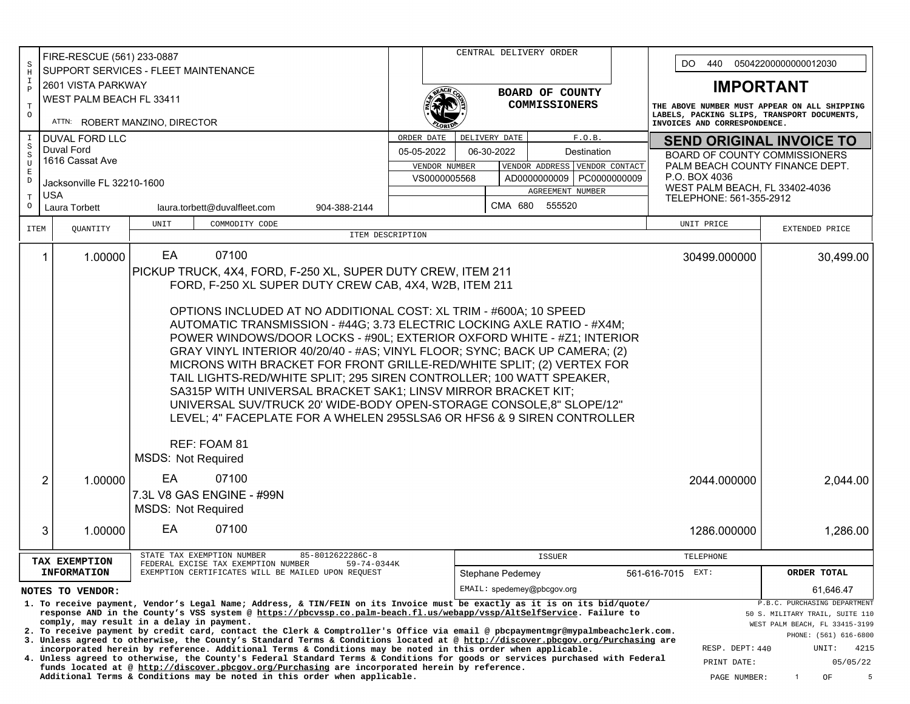**SHIP TO**

FIRE-RESCUE (561) 233-0887
SUPPORT SERVICES - FLEET MAINTENANCE
2601 VISTA PARKWAY
WEST PALM BEACH FL 33411

ATTN: ROBERT MANZINO, DIRECTOR

**ISSUED TO**

DUVAL FORD LLC
Duval Ford
1616 Cassat Ave

Jacksonville FL 32210-1600
USA
Laura Torbett  laura.torbett@duvalfleet.com  904-388-2144

CENTRAL DELIVERY ORDER

**BOARD OF COUNTY COMMISSIONERS**

| ORDER DATE | DELIVERY DATE | F.O.B. |
|---|---|---|
| 05-05-2022 | 06-30-2022 | Destination |

| VENDOR NUMBER | VENDOR ADDRESS | VENDOR CONTACT |
|---|---|---|
| VS0000005568 | AD0000000009 | PC0000000009 |

AGREEMENT NUMBER: CMA 680 555520

DO 440 05042200000000012030

## IMPORTANT

**THE ABOVE NUMBER MUST APPEAR ON ALL SHIPPING LABELS, PACKING SLIPS, TRANSPORT DOCUMENTS, INVOICES AND CORRESPONDENCE.**

## SEND ORIGINAL INVOICE TO

BOARD OF COUNTY COMMISSIONERS
PALM BEACH COUNTY FINANCE DEPT.
P.O. BOX 4036
WEST PALM BEACH, FL 33402-4036
TELEPHONE: 561-355-2912

| ITEM | QUANTITY | UNIT | COMMODITY CODE / ITEM DESCRIPTION | UNIT PRICE | EXTENDED PRICE |
|---|---|---|---|---|---|
| 1 | 1.00000 | EA | 07100 | 30499.000000 | 30,499.00 |
| 2 | 1.00000 | EA | 07100 | 2044.000000 | 2,044.00 |
| 3 | 1.00000 | EA | 07100 | 1286.000000 | 1,286.00 |

**Item 1:**

PICKUP TRUCK, 4X4, FORD, F-250 XL, SUPER DUTY CREW, ITEM 211
FORD, F-250 XL SUPER DUTY CREW CAB, 4X4, W2B, ITEM 211

OPTIONS INCLUDED AT NO ADDITIONAL COST: XL TRIM - #600A; 10 SPEED AUTOMATIC TRANSMISSION - #44G; 3.73 ELECTRIC LOCKING AXLE RATIO - #X4M; POWER WINDOWS/DOOR LOCKS - #90L; EXTERIOR OXFORD WHITE - #Z1; INTERIOR GRAY VINYL INTERIOR 40/20/40 - #AS; VINYL FLOOR; SYNC; BACK UP CAMERA; (2) MICRONS WITH BRACKET FOR FRONT GRILLE-RED/WHITE SPLIT; (2) VERTEX FOR TAIL LIGHTS-RED/WHITE SPLIT; 295 SIREN CONTROLLER; 100 WATT SPEAKER, SA315P WITH UNIVERSAL BRACKET SAK1; LINSV MIRROR BRACKET KIT; UNIVERSAL SUV/TRUCK 20' WIDE-BODY OPEN-STORAGE CONSOLE,8" SLOPE/12" LEVEL; 4" FACEPLATE FOR A WHELEN 295SLSA6 OR HFS6 & 9 SIREN CONTROLLER

REF: FOAM 81
MSDS: Not Required

**Item 2:**

7.3L V8 GAS ENGINE - #99N
MSDS: Not Required

**TAX EXEMPTION INFORMATION**

STATE TAX EXEMPTION NUMBER 85-8012622286C-8
FEDERAL EXCISE TAX EXEMPTION NUMBER 59-74-0344K
EXEMPTION CERTIFICATES WILL BE MAILED UPON REQUEST

| ISSUER | TELEPHONE | ORDER TOTAL |
|---|---|---|
| Stephane Pedemey | 561-616-7015 EXT: | 61,646.47 |

EMAIL: spedemey@pbcgov.org

**NOTES TO VENDOR:**

1. To receive payment, Vendor's Legal Name; Address, & TIN/FEIN on its Invoice must be exactly as it is on its bid/quote/ response AND in the County's VSS system @ https://pbcvssp.co.palm-beach.fl.us/webapp/vssp/AltSelfService. Failure to comply, may result in a delay in payment.
2. To receive payment by credit card, contact the Clerk & Comptroller's Office via email @ pbcpaymentmgr@mypalmbeachclerk.com.
3. Unless agreed to otherwise, the County's Standard Terms & Conditions located at @ http://discover.pbcgov.org/Purchasing are incorporated herein by reference. Additional Terms & Conditions may be noted in this order when applicable.
4. Unless agreed to otherwise, the County's Federal Standard Terms & Conditions for goods or services purchased with Federal funds located at @ http://discover.pbcgov.org/Purchasing are incorporated herein by reference. Additional Terms & Conditions may be noted in this order when applicable.

P.B.C. PURCHASING DEPARTMENT
50 S. MILITARY TRAIL, SUITE 110
WEST PALM BEACH, FL 33415-3199
PHONE: (561) 616-6800

RESP. DEPT: 440  UNIT: 4215
PRINT DATE: 05/05/22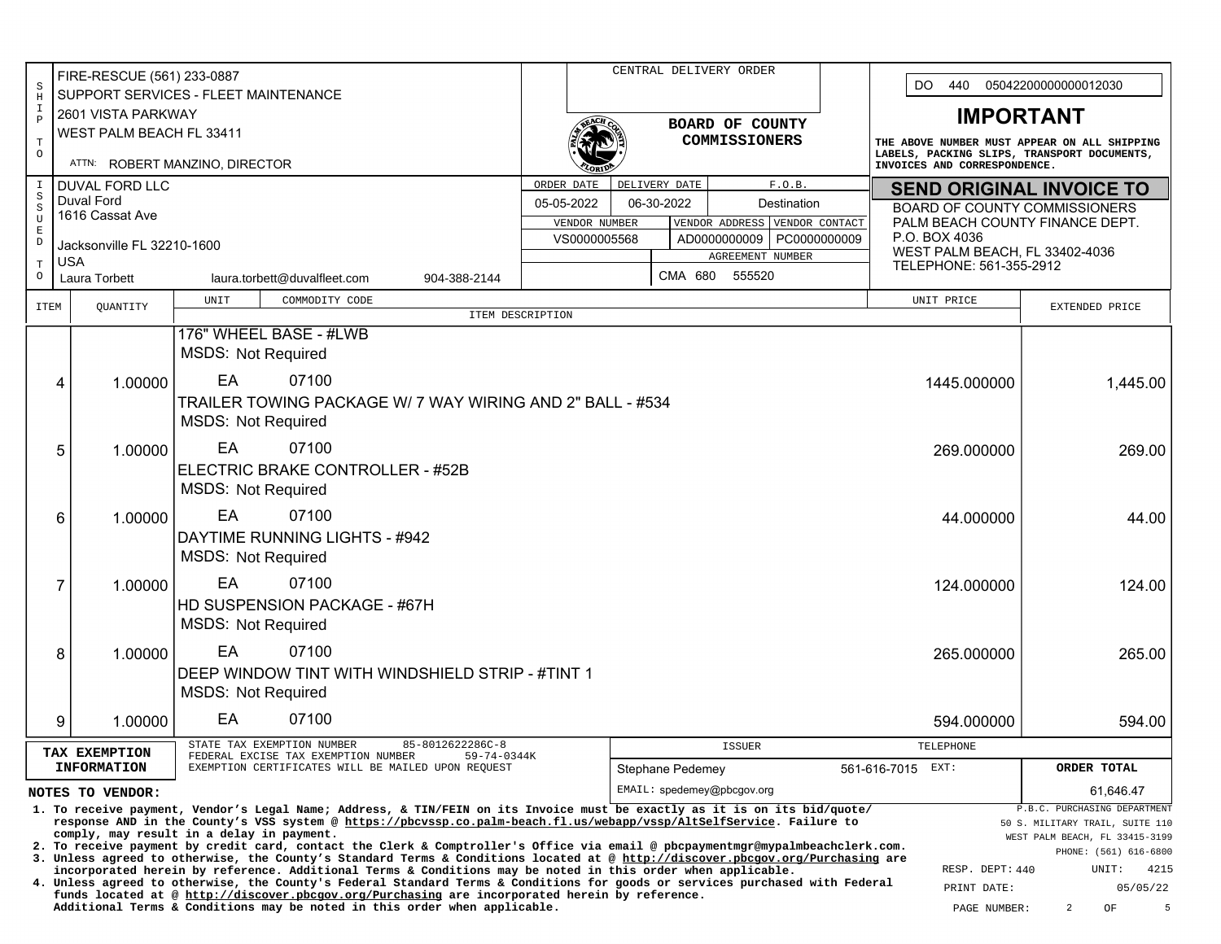| SHIP TO | |
|---|---|
| FIRE-RESCUE (561) 233-0887 | |
| SUPPORT SERVICES - FLEET MAINTENANCE | |
| 2601 VISTA PARKWAY | |
| WEST PALM BEACH FL 33411 | |
| ATTN: ROBERT MANZINO, DIRECTOR | |

**CENTRAL DELIVERY ORDER**

**BOARD OF COUNTY COMMISSIONERS**

DO 440 05042200000000012030

## IMPORTANT

**THE ABOVE NUMBER MUST APPEAR ON ALL SHIPPING LABELS, PACKING SLIPS, TRANSPORT DOCUMENTS, INVOICES AND CORRESPONDENCE.**

| ISSUED TO | | |
|---|---|---|
| DUVAL FORD LLC | | |
| Duval Ford | | |
| 1616 Cassat Ave | | |
| Jacksonville FL 32210-1600 | | |
| USA | | |
| Laura Torbett | laura.torbett@duvalfleet.com | 904-388-2144 |

| ORDER DATE | DELIVERY DATE | F.O.B. |
|---|---|---|
| 05-05-2022 | 06-30-2022 | Destination |

| VENDOR NUMBER | VENDOR ADDRESS | VENDOR CONTACT |
|---|---|---|
| VS0000005568 | AD0000000009 | PC0000000009 |

| AGREEMENT NUMBER |
|---|
| CMA 680 555520 |

**SEND ORIGINAL INVOICE TO**

BOARD OF COUNTY COMMISSIONERS
PALM BEACH COUNTY FINANCE DEPT.
P.O. BOX 4036
WEST PALM BEACH, FL 33402-4036
TELEPHONE: 561-355-2912

| ITEM | QUANTITY | UNIT | COMMODITY CODE / ITEM DESCRIPTION | UNIT PRICE | EXTENDED PRICE |
|---|---|---|---|---|---|
| | | | 176" WHEEL BASE - #LWB<br>MSDS: Not Required | | |
| 4 | 1.00000 | EA | 07100<br>TRAILER TOWING PACKAGE W/ 7 WAY WIRING AND 2" BALL - #534<br>MSDS: Not Required | 1445.000000 | 1,445.00 |
| 5 | 1.00000 | EA | 07100<br>ELECTRIC BRAKE CONTROLLER - #52B<br>MSDS: Not Required | 269.000000 | 269.00 |
| 6 | 1.00000 | EA | 07100<br>DAYTIME RUNNING LIGHTS - #942<br>MSDS: Not Required | 44.000000 | 44.00 |
| 7 | 1.00000 | EA | 07100<br>HD SUSPENSION PACKAGE - #67H<br>MSDS: Not Required | 124.000000 | 124.00 |
| 8 | 1.00000 | EA | 07100<br>DEEP WINDOW TINT WITH WINDSHIELD STRIP - #TINT 1<br>MSDS: Not Required | 265.000000 | 265.00 |
| 9 | 1.00000 | EA | 07100 | 594.000000 | 594.00 |

**TAX EXEMPTION INFORMATION**

STATE TAX EXEMPTION NUMBER 85-8012622286C-8
FEDERAL EXCISE TAX EXEMPTION NUMBER 59-74-0344K
EXEMPTION CERTIFICATES WILL BE MAILED UPON REQUEST

| ISSUER | TELEPHONE | ORDER TOTAL |
|---|---|---|
| Stephane Pedemey | 561-616-7015 EXT: | 61,646.47 |
| EMAIL: spedemey@pbcgov.org | | |

**NOTES TO VENDOR:**

1. To receive payment, Vendor's Legal Name; Address, & TIN/FEIN on its Invoice must be exactly as it is on its bid/quote/ response AND in the County's VSS system @ https://pbcvssp.co.palm-beach.fl.us/webapp/vssp/AltSelfService. Failure to comply, may result in a delay in payment.
2. To receive payment by credit card, contact the Clerk & Comptroller's Office via email @ pbcpaymentmgr@mypalmbeachclerk.com.
3. Unless agreed to otherwise, the County's Standard Terms & Conditions located at @ http://discover.pbcgov.org/Purchasing are incorporated herein by reference. Additional Terms & Conditions may be noted in this order when applicable.
4. Unless agreed to otherwise, the County's Federal Standard Terms & Conditions for goods or services purchased with Federal funds located at @ http://discover.pbcgov.org/Purchasing are incorporated herein by reference. Additional Terms & Conditions may be noted in this order when applicable.

P.B.C. PURCHASING DEPARTMENT
50 S. MILITARY TRAIL, SUITE 110
WEST PALM BEACH, FL 33415-3199
PHONE: (561) 616-6800

RESP. DEPT: 440 UNIT: 4215
PRINT DATE: 05/05/22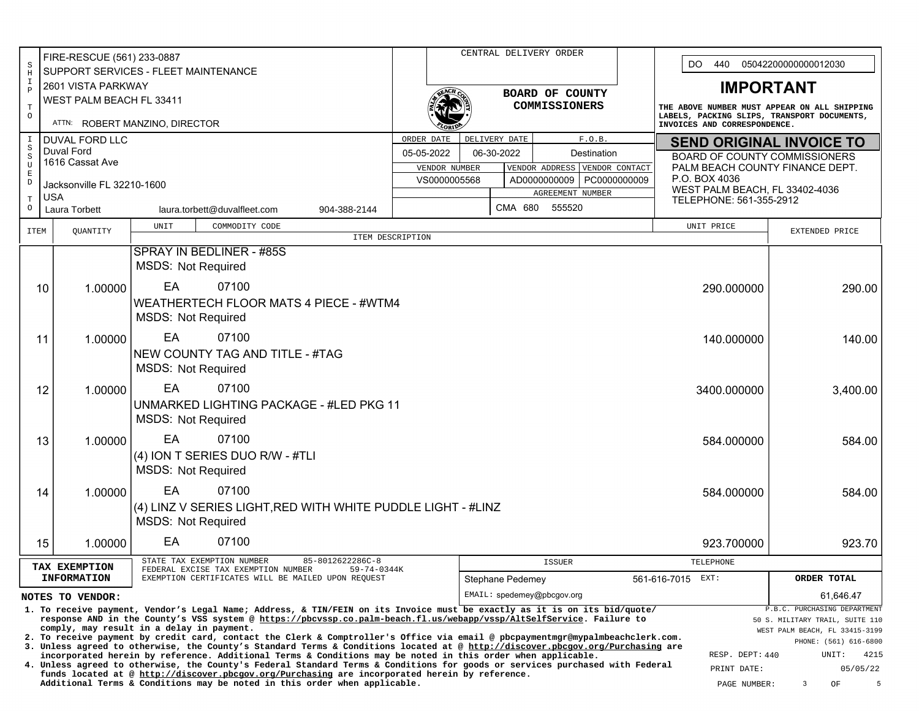**SHIP TO**

FIRE-RESCUE (561) 233-0887
SUPPORT SERVICES - FLEET MAINTENANCE
2601 VISTA PARKWAY
WEST PALM BEACH FL 33411
ATTN: ROBERT MANZINO, DIRECTOR

**ISSUED TO**

DUVAL FORD LLC
Duval Ford
1616 Cassat Ave
Jacksonville FL 32210-1600
USA
Laura Torbett laura.torbett@duvalfleet.com 904-388-2144

CENTRAL DELIVERY ORDER

**BOARD OF COUNTY COMMISSIONERS**

| ORDER DATE | DELIVERY DATE | F.O.B. |
|---|---|---|
| 05-05-2022 | 06-30-2022 | Destination |

| VENDOR NUMBER | VENDOR ADDRESS | VENDOR CONTACT |
|---|---|---|
| VS0000005568 | AD0000000009 | PC0000000009 |

AGREEMENT NUMBER: CMA 680 555520

DO 440 05042200000000012030

## IMPORTANT

THE ABOVE NUMBER MUST APPEAR ON ALL SHIPPING LABELS, PACKING SLIPS, TRANSPORT DOCUMENTS, INVOICES AND CORRESPONDENCE.

## SEND ORIGINAL INVOICE TO

BOARD OF COUNTY COMMISSIONERS
PALM BEACH COUNTY FINANCE DEPT.
P.O. BOX 4036
WEST PALM BEACH, FL 33402-4036
TELEPHONE: 561-355-2912

| ITEM | QUANTITY | UNIT | COMMODITY CODE / ITEM DESCRIPTION | UNIT PRICE | EXTENDED PRICE |
|---|---|---|---|---|---|
| | | | SPRAY IN BEDLINER - #85S<br>MSDS: Not Required | | |
| 10 | 1.00000 | EA | 07100<br>WEATHERTECH FLOOR MATS 4 PIECE - #WTM4<br>MSDS: Not Required | 290.000000 | 290.00 |
| 11 | 1.00000 | EA | 07100<br>NEW COUNTY TAG AND TITLE - #TAG<br>MSDS: Not Required | 140.000000 | 140.00 |
| 12 | 1.00000 | EA | 07100<br>UNMARKED LIGHTING PACKAGE - #LED PKG 11<br>MSDS: Not Required | 3400.000000 | 3,400.00 |
| 13 | 1.00000 | EA | 07100<br>(4) ION T SERIES DUO R/W - #TLI<br>MSDS: Not Required | 584.000000 | 584.00 |
| 14 | 1.00000 | EA | 07100<br>(4) LINZ V SERIES LIGHT,RED WITH WHITE PUDDLE LIGHT - #LINZ<br>MSDS: Not Required | 584.000000 | 584.00 |
| 15 | 1.00000 | EA | 07100 | 923.700000 | 923.70 |

**TAX EXEMPTION INFORMATION**

STATE TAX EXEMPTION NUMBER 85-8012622286C-8
FEDERAL EXCISE TAX EXEMPTION NUMBER 59-74-0344K
EXEMPTION CERTIFICATES WILL BE MAILED UPON REQUEST

| ISSUER | TELEPHONE | ORDER TOTAL |
|---|---|---|
| Stephane Pedemey<br>EMAIL: spedemey@pbcgov.org | 561-616-7015 EXT: | 61,646.47 |

**NOTES TO VENDOR:**

1. To receive payment, Vendor's Legal Name; Address, & TIN/FEIN on its Invoice must be exactly as it is on its bid/quote/ response AND in the County's VSS system @ https://pbcvssp.co.palm-beach.fl.us/webapp/vssp/AltSelfService. Failure to comply, may result in a delay in payment.
2. To receive payment by credit card, contact the Clerk & Comptroller's Office via email @ pbcpaymentmgr@mypalmbeachclerk.com.
3. Unless agreed to otherwise, the County's Standard Terms & Conditions located at @ http://discover.pbcgov.org/Purchasing are incorporated herein by reference. Additional Terms & Conditions may be noted in this order when applicable.
4. Unless agreed to otherwise, the County's Federal Standard Terms & Conditions for goods or services purchased with Federal funds located at @ http://discover.pbcgov.org/Purchasing are incorporated herein by reference. Additional Terms & Conditions may be noted in this order when applicable.

P.B.C. PURCHASING DEPARTMENT
50 S. MILITARY TRAIL, SUITE 110
WEST PALM BEACH, FL 33415-3199
PHONE: (561) 616-6800

RESP. DEPT: 440 UNIT: 4215
PRINT DATE: 05/05/22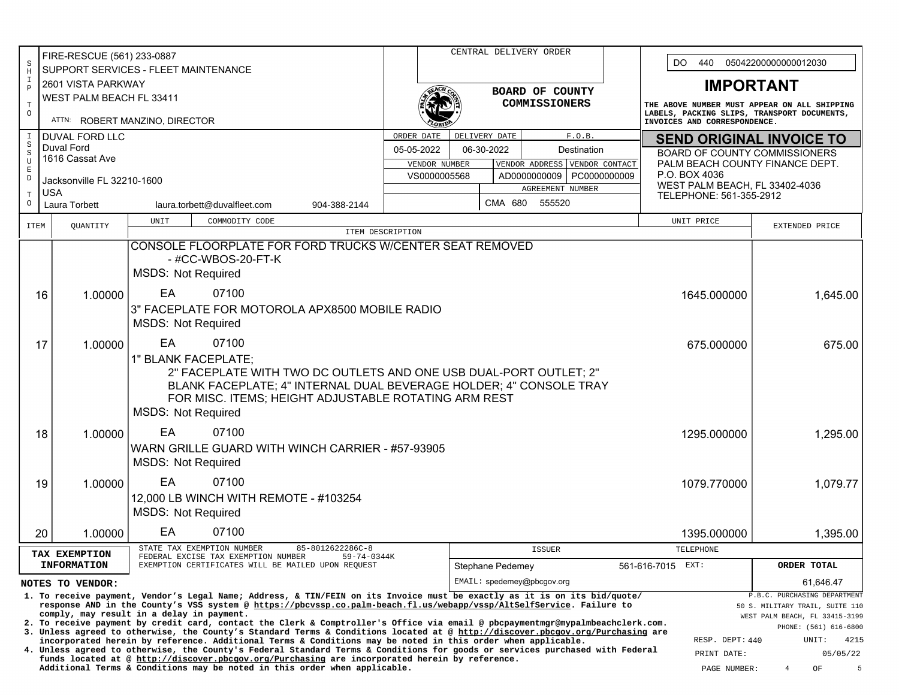| SHIP TO | |
|---|---|
| FIRE-RESCUE (561) 233-0887 | |
| SUPPORT SERVICES - FLEET MAINTENANCE | |
| 2601 VISTA PARKWAY | |
| WEST PALM BEACH FL 33411 | |
| ATTN: ROBERT MANZINO, DIRECTOR | |

**CENTRAL DELIVERY ORDER**

**BOARD OF COUNTY COMMISSIONERS**

DO 440 05042200000000012030

## IMPORTANT

**THE ABOVE NUMBER MUST APPEAR ON ALL SHIPPING LABELS, PACKING SLIPS, TRANSPORT DOCUMENTS, INVOICES AND CORRESPONDENCE.**

| ISSUED TO | | |
|---|---|---|
| DUVAL FORD LLC | | |
| Duval Ford | | |
| 1616 Cassat Ave | | |
| Jacksonville FL 32210-1600 | | |
| USA | | |
| Laura Torbett | laura.torbett@duvalfleet.com | 904-388-2144 |

| ORDER DATE | DELIVERY DATE | F.O.B. |
|---|---|---|
| 05-05-2022 | 06-30-2022 | Destination |

| VENDOR NUMBER | VENDOR ADDRESS | VENDOR CONTACT |
|---|---|---|
| VS0000005568 | AD0000000009 | PC0000000009 |

| AGREEMENT NUMBER |
|---|
| CMA 680 555520 |

## SEND ORIGINAL INVOICE TO

BOARD OF COUNTY COMMISSIONERS
PALM BEACH COUNTY FINANCE DEPT.
P.O. BOX 4036
WEST PALM BEACH, FL 33402-4036
TELEPHONE: 561-355-2912

| ITEM | QUANTITY | UNIT | COMMODITY CODE / ITEM DESCRIPTION | UNIT PRICE | EXTENDED PRICE |
|---|---|---|---|---|---|
| | | | CONSOLE FLOORPLATE FOR FORD TRUCKS W/CENTER SEAT REMOVED - #CC-WBOS-20-FT-K<br>MSDS: Not Required | | |
| 16 | 1.00000 | EA | 07100<br>3" FACEPLATE FOR MOTOROLA APX8500 MOBILE RADIO<br>MSDS: Not Required | 1645.000000 | 1,645.00 |
| 17 | 1.00000 | EA | 07100<br>1" BLANK FACEPLATE; 2" FACEPLATE WITH TWO DC OUTLETS AND ONE USB DUAL-PORT OUTLET; 2" BLANK FACEPLATE; 4" INTERNAL DUAL BEVERAGE HOLDER; 4" CONSOLE TRAY FOR MISC. ITEMS; HEIGHT ADJUSTABLE ROTATING ARM REST<br>MSDS: Not Required | 675.000000 | 675.00 |
| 18 | 1.00000 | EA | 07100<br>WARN GRILLE GUARD WITH WINCH CARRIER - #57-93905<br>MSDS: Not Required | 1295.000000 | 1,295.00 |
| 19 | 1.00000 | EA | 07100<br>12,000 LB WINCH WITH REMOTE - #103254<br>MSDS: Not Required | 1079.770000 | 1,079.77 |
| 20 | 1.00000 | EA | 07100 | 1395.000000 | 1,395.00 |

| TAX EXEMPTION INFORMATION | | ISSUER | TELEPHONE | ORDER TOTAL |
|---|---|---|---|---|
| STATE TAX EXEMPTION NUMBER 85-8012622286C-8<br>FEDERAL EXCISE TAX EXEMPTION NUMBER 59-74-0344K<br>EXEMPTION CERTIFICATES WILL BE MAILED UPON REQUEST | | Stephane Pedemey<br>EMAIL: spedemey@pbcgov.org | 561-616-7015 EXT: | 61,646.47 |

**NOTES TO VENDOR:**

1. **To receive payment, Vendor's Legal Name; Address, & TIN/FEIN on its Invoice must be exactly as it is on its bid/quote/ response AND in the County's VSS system @ https://pbcvssp.co.palm-beach.fl.us/webapp/vssp/AltSelfService. Failure to comply, may result in a delay in payment.**
2. **To receive payment by credit card, contact the Clerk & Comptroller's Office via email @ pbcpaymentmgr@mypalmbeachclerk.com.**
3. **Unless agreed to otherwise, the County's Standard Terms & Conditions located at @ http://discover.pbcgov.org/Purchasing are incorporated herein by reference. Additional Terms & Conditions may be noted in this order when applicable.**
4. **Unless agreed to otherwise, the County's Federal Standard Terms & Conditions for goods or services purchased with Federal funds located at @ http://discover.pbcgov.org/Purchasing are incorporated herein by reference. Additional Terms & Conditions may be noted in this order when applicable.**

P.B.C. PURCHASING DEPARTMENT
50 S. MILITARY TRAIL, SUITE 110
WEST PALM BEACH, FL 33415-3199
PHONE: (561) 616-6800

RESP. DEPT: 440 UNIT: 4215
PRINT DATE: 05/05/22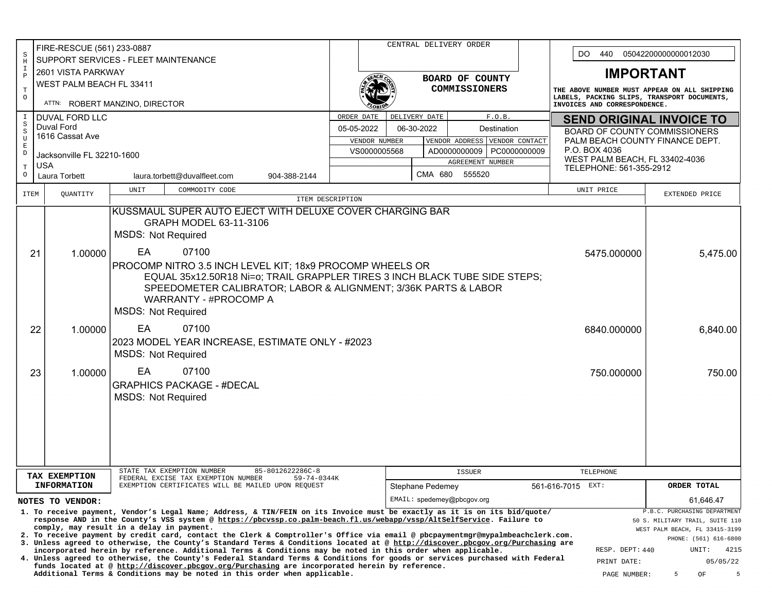| | |
|---|---|
| **SHIP TO** | FIRE-RESCUE (561) 233-0887<br>SUPPORT SERVICES - FLEET MAINTENANCE<br>2601 VISTA PARKWAY<br>WEST PALM BEACH FL 33411<br>ATTN: ROBERT MANZINO, DIRECTOR |
| **ISSUED TO** | DUVAL FORD LLC<br>Duval Ford<br>1616 Cassat Ave<br>Jacksonville FL 32210-1600<br>USA<br>Laura Torbett laura.torbett@duvalfleet.com 904-388-2144 |

**CENTRAL DELIVERY ORDER**

**BOARD OF COUNTY COMMISSIONERS**

| ORDER DATE | DELIVERY DATE | F.O.B. |
|---|---|---|
| 05-05-2022 | 06-30-2022 | Destination |

| VENDOR NUMBER | VENDOR ADDRESS | VENDOR CONTACT |
|---|---|---|
| VS0000005568 | AD0000000009 | PC0000000009 |

| AGREEMENT NUMBER |
|---|
| CMA 680 555520 |

DO 440 05042200000000012030

# IMPORTANT

**THE ABOVE NUMBER MUST APPEAR ON ALL SHIPPING LABELS, PACKING SLIPS, TRANSPORT DOCUMENTS, INVOICES AND CORRESPONDENCE.**

## SEND ORIGINAL INVOICE TO

BOARD OF COUNTY COMMISSIONERS
PALM BEACH COUNTY FINANCE DEPT.
P.O. BOX 4036
WEST PALM BEACH, FL 33402-4036
TELEPHONE: 561-355-2912

| ITEM | QUANTITY | UNIT | COMMODITY CODE / ITEM DESCRIPTION | UNIT PRICE | EXTENDED PRICE |
|---|---|---|---|---|---|
| | | | KUSSMAUL SUPER AUTO EJECT WITH DELUXE COVER CHARGING BAR GRAPH MODEL 63-11-3106<br>MSDS: Not Required | | |
| 21 | 1.00000 | EA | 07100<br>PROCOMP NITRO 3.5 INCH LEVEL KIT; 18x9 PROCOMP WHEELS OR EQUAL 35x12.50R18 Ni=o; TRAIL GRAPPLER TIRES 3 INCH BLACK TUBE SIDE STEPS; SPEEDOMETER CALIBRATOR; LABOR & ALIGNMENT; 3/36K PARTS & LABOR WARRANTY - #PROCOMP A<br>MSDS: Not Required | 5475.000000 | 5,475.00 |
| 22 | 1.00000 | EA | 07100<br>2023 MODEL YEAR INCREASE, ESTIMATE ONLY - #2023<br>MSDS: Not Required | 6840.000000 | 6,840.00 |
| 23 | 1.00000 | EA | 07100<br>GRAPHICS PACKAGE - #DECAL<br>MSDS: Not Required | 750.000000 | 750.00 |

| TAX EXEMPTION INFORMATION | |
|---|---|
| STATE TAX EXEMPTION NUMBER | 85-8012622286C-8 |
| FEDERAL EXCISE TAX EXEMPTION NUMBER | 59-74-0344K |
| EXEMPTION CERTIFICATES WILL BE MAILED UPON REQUEST | |

| ISSUER | TELEPHONE | ORDER TOTAL |
|---|---|---|
| Stephane Pedemey | 561-616-7015 EXT: | 61,646.47 |
| EMAIL: spedemey@pbcgov.org | | |

**NOTES TO VENDOR:**

1. To receive payment, Vendor's Legal Name; Address, & TIN/FEIN on its Invoice must be exactly as it is on its bid/quote/ response AND in the County's VSS system @ https://pbcvssp.co.palm-beach.fl.us/webapp/vssp/AltSelfService. Failure to comply, may result in a delay in payment.
2. To receive payment by credit card, contact the Clerk & Comptroller's Office via email @ pbcpaymentmgr@mypalmbeachclerk.com.
3. Unless agreed to otherwise, the County's Standard Terms & Conditions located at @ http://discover.pbcgov.org/Purchasing are incorporated herein by reference. Additional Terms & Conditions may be noted in this order when applicable.
4. Unless agreed to otherwise, the County's Federal Standard Terms & Conditions for goods or services purchased with Federal funds located at @ http://discover.pbcgov.org/Purchasing are incorporated herein by reference. Additional Terms & Conditions may be noted in this order when applicable.

P.B.C. PURCHASING DEPARTMENT
50 S. MILITARY TRAIL, SUITE 110
WEST PALM BEACH, FL 33415-3199
PHONE: (561) 616-6800

RESP. DEPT: 440 UNIT: 4215
PRINT DATE: 05/05/22